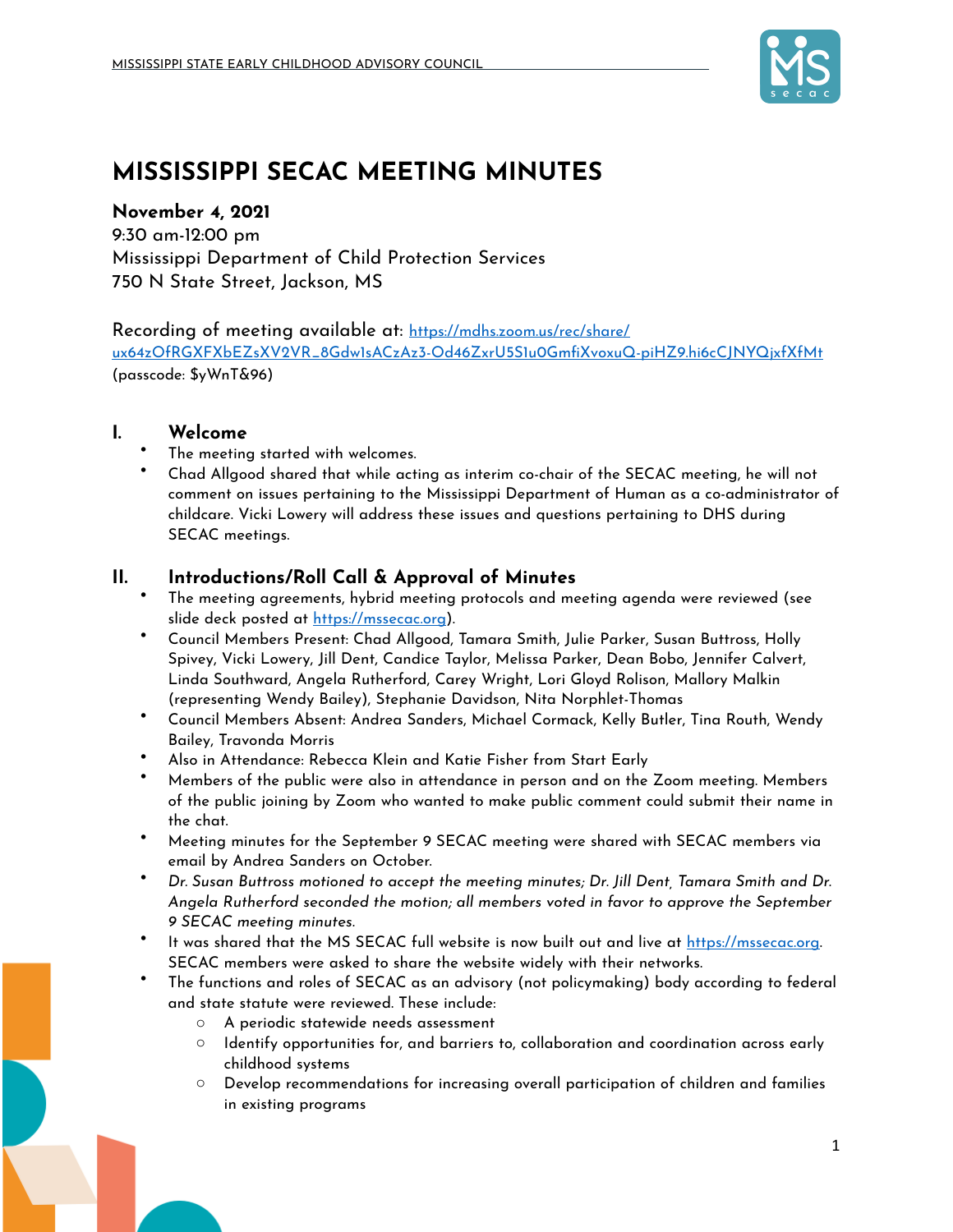# MISSISSIPPI SECAC MEETING MINUTES

**November 4, 2021**
9:30 am-12:00 pm
Mississippi Department of Child Protection Services
750 N State Street, Jackson, MS

Recording of meeting available at: https://mdhs.zoom.us/rec/share/ux64zOfRGXFXbEZsXV2VR_8GdwlsACzAz3-Od46ZxrU5S1u0GmfiXvoxuQ-piHZ9.hi6cCJNYQjxfXfMt (passcode: $yWnT&96)

## I. Welcome

- The meeting started with welcomes.
- Chad Allgood shared that while acting as interim co-chair of the SECAC meeting, he will not comment on issues pertaining to the Mississippi Department of Human as a co-administrator of childcare. Vicki Lowery will address these issues and questions pertaining to DHS during SECAC meetings.

## II. Introductions/Roll Call & Approval of Minutes

- The meeting agreements, hybrid meeting protocols and meeting agenda were reviewed (see slide deck posted at https://mssecac.org).
- Council Members Present: Chad Allgood, Tamara Smith, Julie Parker, Susan Buttross, Holly Spivey, Vicki Lowery, Jill Dent, Candice Taylor, Melissa Parker, Dean Bobo, Jennifer Calvert, Linda Southward, Angela Rutherford, Carey Wright, Lori Gloyd Rolison, Mallory Malkin (representing Wendy Bailey), Stephanie Davidson, Nita Norphlet-Thomas
- Council Members Absent: Andrea Sanders, Michael Cormack, Kelly Butler, Tina Routh, Wendy Bailey, Travonda Morris
- Also in Attendance: Rebecca Klein and Katie Fisher from Start Early
- Members of the public were also in attendance in person and on the Zoom meeting. Members of the public joining by Zoom who wanted to make public comment could submit their name in the chat.
- Meeting minutes for the September 9 SECAC meeting were shared with SECAC members via email by Andrea Sanders on October.
- *Dr. Susan Buttross motioned to accept the meeting minutes; Dr. Jill Dent, Tamara Smith and Dr. Angela Rutherford seconded the motion; all members voted in favor to approve the September 9 SECAC meeting minutes.*
- It was shared that the MS SECAC full website is now built out and live at https://mssecac.org. SECAC members were asked to share the website widely with their networks.
- The functions and roles of SECAC as an advisory (not policymaking) body according to federal and state statute were reviewed. These include:
  - A periodic statewide needs assessment
  - Identify opportunities for, and barriers to, collaboration and coordination across early childhood systems
  - Develop recommendations for increasing overall participation of children and families in existing programs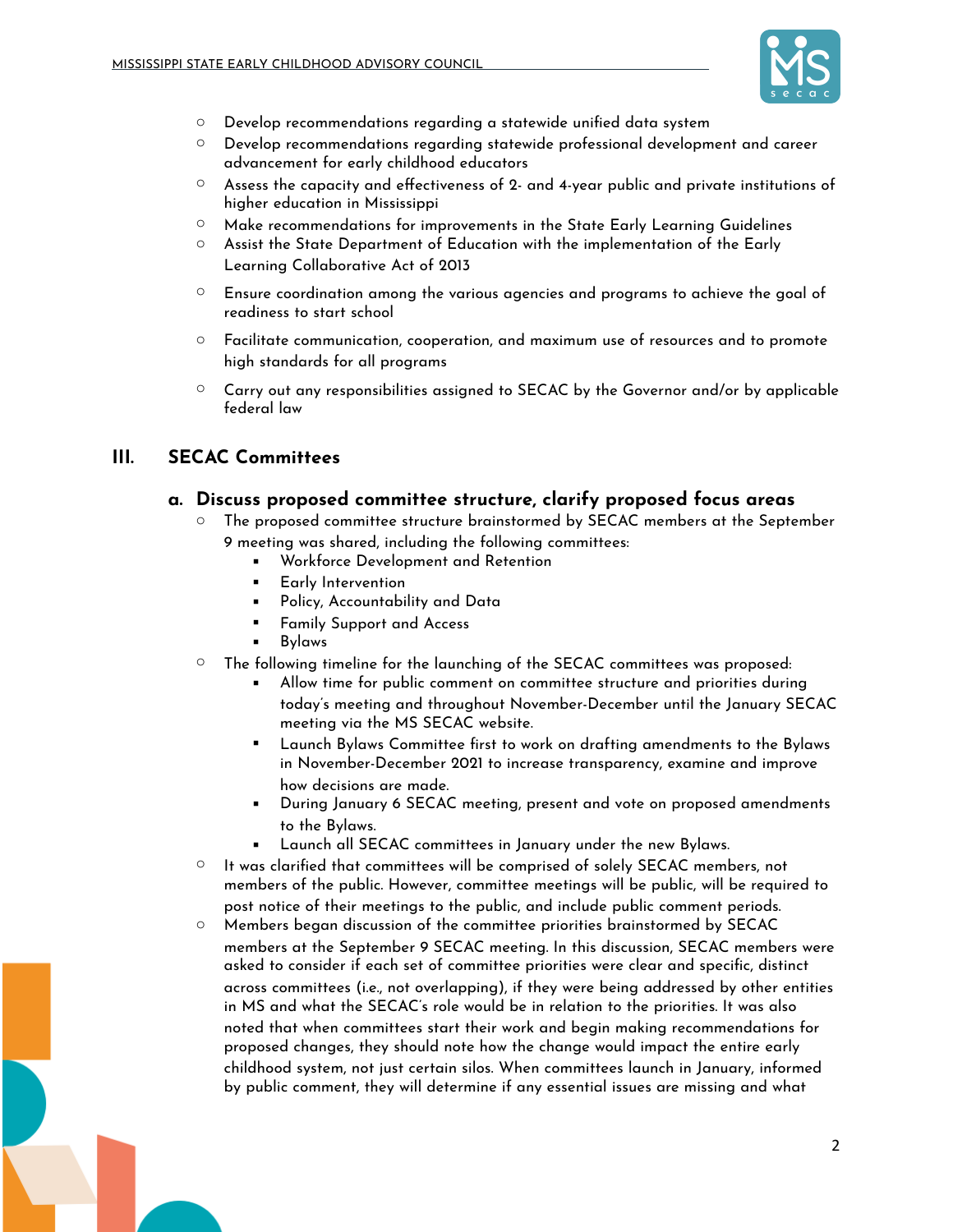- Develop recommendations regarding a statewide unified data system
- Develop recommendations regarding statewide professional development and career advancement for early childhood educators
- Assess the capacity and effectiveness of 2- and 4-year public and private institutions of higher education in Mississippi
- Make recommendations for improvements in the State Early Learning Guidelines
- Assist the State Department of Education with the implementation of the Early Learning Collaborative Act of 2013
- Ensure coordination among the various agencies and programs to achieve the goal of readiness to start school
- Facilitate communication, cooperation, and maximum use of resources and to promote high standards for all programs
- Carry out any responsibilities assigned to SECAC by the Governor and/or by applicable federal law

## III. SECAC Committees

### a. Discuss proposed committee structure, clarify proposed focus areas

- The proposed committee structure brainstormed by SECAC members at the September 9 meeting was shared, including the following committees:
  - Workforce Development and Retention
  - Early Intervention
  - Policy, Accountability and Data
  - Family Support and Access
  - Bylaws
- The following timeline for the launching of the SECAC committees was proposed:
  - Allow time for public comment on committee structure and priorities during today's meeting and throughout November-December until the January SECAC meeting via the MS SECAC website.
  - Launch Bylaws Committee first to work on drafting amendments to the Bylaws in November-December 2021 to increase transparency, examine and improve how decisions are made.
  - During January 6 SECAC meeting, present and vote on proposed amendments to the Bylaws.
  - Launch all SECAC committees in January under the new Bylaws.
- It was clarified that committees will be comprised of solely SECAC members, not members of the public. However, committee meetings will be public, will be required to post notice of their meetings to the public, and include public comment periods.
- Members began discussion of the committee priorities brainstormed by SECAC members at the September 9 SECAC meeting. In this discussion, SECAC members were asked to consider if each set of committee priorities were clear and specific, distinct across committees (i.e., not overlapping), if they were being addressed by other entities in MS and what the SECAC's role would be in relation to the priorities. It was also noted that when committees start their work and begin making recommendations for proposed changes, they should note how the change would impact the entire early childhood system, not just certain silos. When committees launch in January, informed by public comment, they will determine if any essential issues are missing and what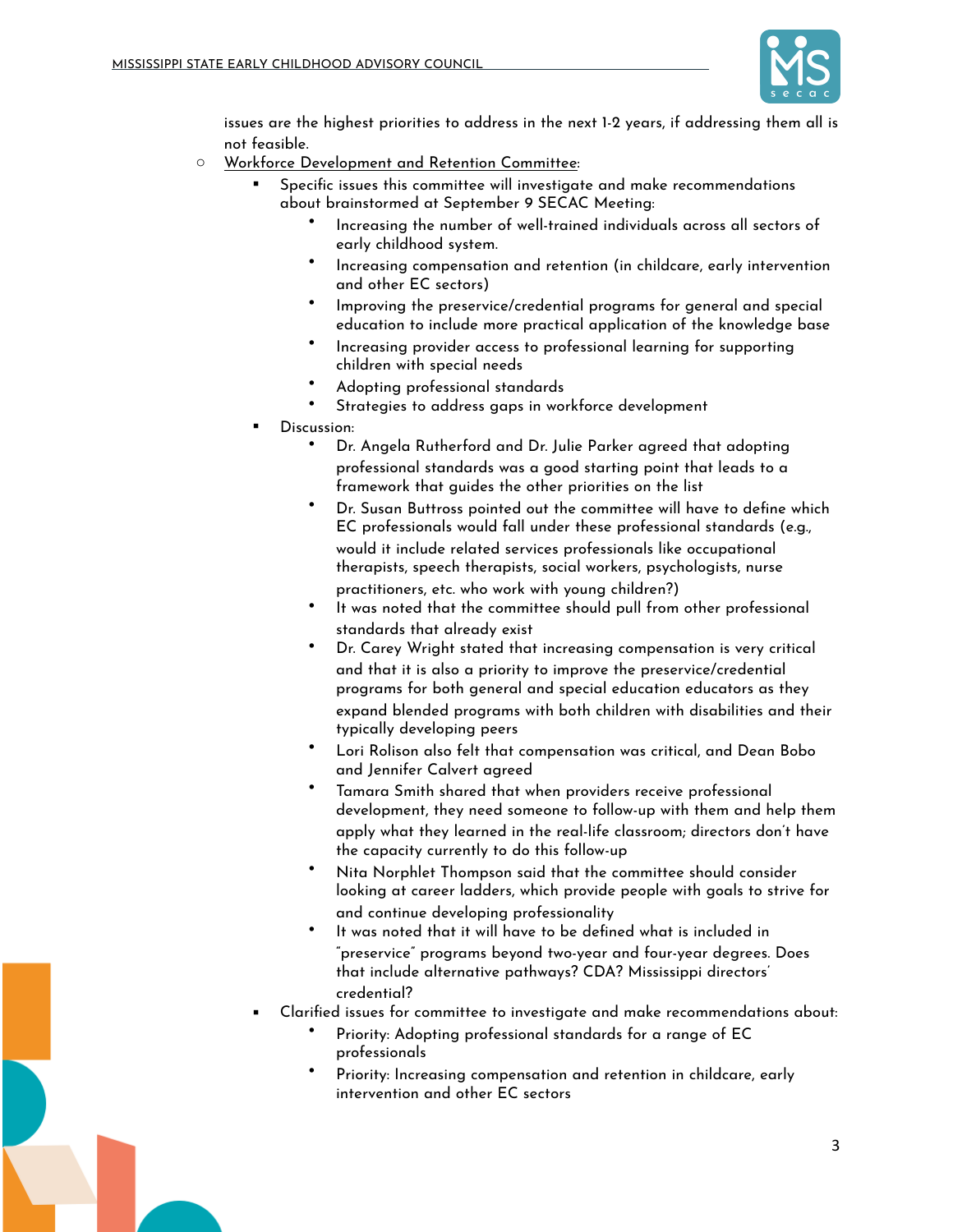issues are the highest priorities to address in the next 1-2 years, if addressing them all is not feasible.

- Workforce Development and Retention Committee:
  - Specific issues this committee will investigate and make recommendations about brainstormed at September 9 SECAC Meeting:
    - Increasing the number of well-trained individuals across all sectors of early childhood system.
    - Increasing compensation and retention (in childcare, early intervention and other EC sectors)
    - Improving the preservice/credential programs for general and special education to include more practical application of the knowledge base
    - Increasing provider access to professional learning for supporting children with special needs
    - Adopting professional standards
    - Strategies to address gaps in workforce development
  - Discussion:
    - Dr. Angela Rutherford and Dr. Julie Parker agreed that adopting professional standards was a good starting point that leads to a framework that guides the other priorities on the list
    - Dr. Susan Buttross pointed out the committee will have to define which EC professionals would fall under these professional standards (e.g., would it include related services professionals like occupational therapists, speech therapists, social workers, psychologists, nurse practitioners, etc. who work with young children?)
    - It was noted that the committee should pull from other professional standards that already exist
    - Dr. Carey Wright stated that increasing compensation is very critical and that it is also a priority to improve the preservice/credential programs for both general and special education educators as they expand blended programs with both children with disabilities and their typically developing peers
    - Lori Rolison also felt that compensation was critical, and Dean Bobo and Jennifer Calvert agreed
    - Tamara Smith shared that when providers receive professional development, they need someone to follow-up with them and help them apply what they learned in the real-life classroom; directors don't have the capacity currently to do this follow-up
    - Nita Norphlet Thompson said that the committee should consider looking at career ladders, which provide people with goals to strive for and continue developing professionality
    - It was noted that it will have to be defined what is included in "preservice" programs beyond two-year and four-year degrees. Does that include alternative pathways? CDA? Mississippi directors' credential?
  - Clarified issues for committee to investigate and make recommendations about:
    - Priority: Adopting professional standards for a range of EC professionals
    - Priority: Increasing compensation and retention in childcare, early intervention and other EC sectors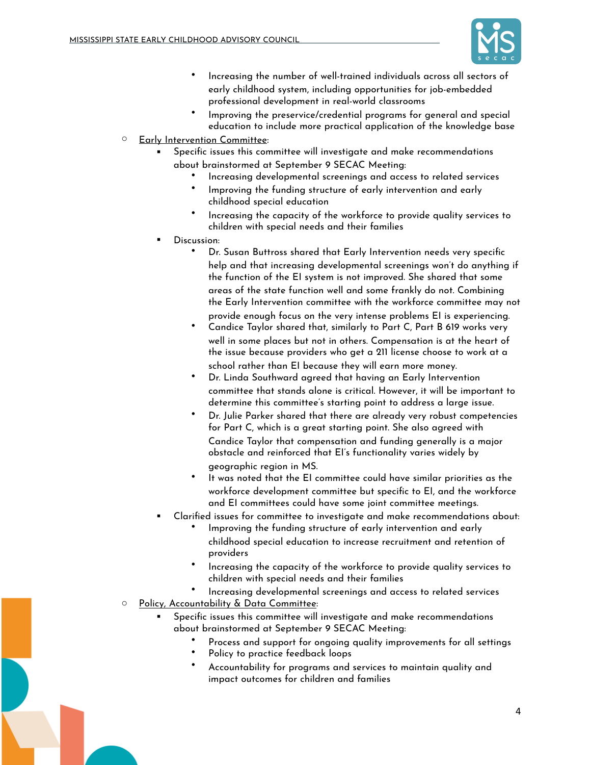- Increasing the number of well-trained individuals across all sectors of early childhood system, including opportunities for job-embedded professional development in real-world classrooms
        - Improving the preservice/credential programs for general and special education to include more practical application of the knowledge base
- Early Intervention Committee:
    - Specific issues this committee will investigate and make recommendations about brainstormed at September 9 SECAC Meeting:
        - Increasing developmental screenings and access to related services
        - Improving the funding structure of early intervention and early childhood special education
        - Increasing the capacity of the workforce to provide quality services to children with special needs and their families
    - Discussion:
        - Dr. Susan Buttross shared that Early Intervention needs very specific help and that increasing developmental screenings won't do anything if the function of the EI system is not improved. She shared that some areas of the state function well and some frankly do not. Combining the Early Intervention committee with the workforce committee may not provide enough focus on the very intense problems EI is experiencing.
        - Candice Taylor shared that, similarly to Part C, Part B 619 works very well in some places but not in others. Compensation is at the heart of the issue because providers who get a 211 license choose to work at a school rather than EI because they will earn more money.
        - Dr. Linda Southward agreed that having an Early Intervention committee that stands alone is critical. However, it will be important to determine this committee's starting point to address a large issue.
        - Dr. Julie Parker shared that there are already very robust competencies for Part C, which is a great starting point. She also agreed with Candice Taylor that compensation and funding generally is a major obstacle and reinforced that EI's functionality varies widely by geographic region in MS.
        - It was noted that the EI committee could have similar priorities as the workforce development committee but specific to EI, and the workforce and EI committees could have some joint committee meetings.
    - Clarified issues for committee to investigate and make recommendations about:
        - Improving the funding structure of early intervention and early childhood special education to increase recruitment and retention of providers
        - Increasing the capacity of the workforce to provide quality services to children with special needs and their families
        - Increasing developmental screenings and access to related services
- Policy, Accountability & Data Committee:
    - Specific issues this committee will investigate and make recommendations about brainstormed at September 9 SECAC Meeting:
        - Process and support for ongoing quality improvements for all settings
        - Policy to practice feedback loops
        - Accountability for programs and services to maintain quality and impact outcomes for children and families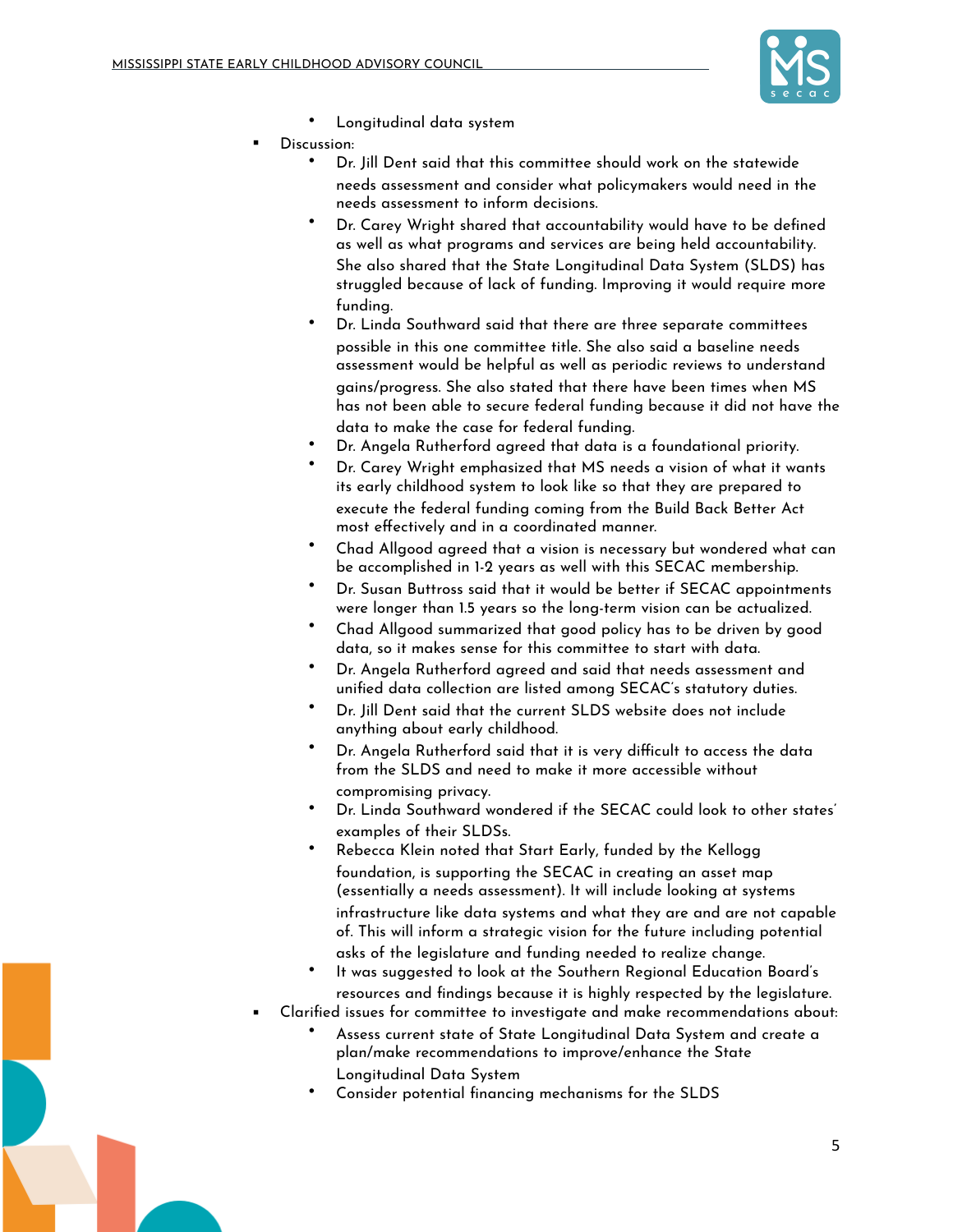- Longitudinal data system
  - Discussion:
    - Dr. Jill Dent said that this committee should work on the statewide needs assessment and consider what policymakers would need in the needs assessment to inform decisions.
    - Dr. Carey Wright shared that accountability would have to be defined as well as what programs and services are being held accountability. She also shared that the State Longitudinal Data System (SLDS) has struggled because of lack of funding. Improving it would require more funding.
    - Dr. Linda Southward said that there are three separate committees possible in this one committee title. She also said a baseline needs assessment would be helpful as well as periodic reviews to understand gains/progress. She also stated that there have been times when MS has not been able to secure federal funding because it did not have the data to make the case for federal funding.
    - Dr. Angela Rutherford agreed that data is a foundational priority.
    - Dr. Carey Wright emphasized that MS needs a vision of what it wants its early childhood system to look like so that they are prepared to execute the federal funding coming from the Build Back Better Act most effectively and in a coordinated manner.
    - Chad Allgood agreed that a vision is necessary but wondered what can be accomplished in 1-2 years as well with this SECAC membership.
    - Dr. Susan Buttross said that it would be better if SECAC appointments were longer than 1.5 years so the long-term vision can be actualized.
    - Chad Allgood summarized that good policy has to be driven by good data, so it makes sense for this committee to start with data.
    - Dr. Angela Rutherford agreed and said that needs assessment and unified data collection are listed among SECAC's statutory duties.
    - Dr. Jill Dent said that the current SLDS website does not include anything about early childhood.
    - Dr. Angela Rutherford said that it is very difficult to access the data from the SLDS and need to make it more accessible without compromising privacy.
    - Dr. Linda Southward wondered if the SECAC could look to other states' examples of their SLDSs.
    - Rebecca Klein noted that Start Early, funded by the Kellogg foundation, is supporting the SECAC in creating an asset map (essentially a needs assessment). It will include looking at systems infrastructure like data systems and what they are and are not capable of. This will inform a strategic vision for the future including potential asks of the legislature and funding needed to realize change.
    - It was suggested to look at the Southern Regional Education Board's resources and findings because it is highly respected by the legislature.
  - Clarified issues for committee to investigate and make recommendations about:
    - Assess current state of State Longitudinal Data System and create a plan/make recommendations to improve/enhance the State Longitudinal Data System
    - Consider potential financing mechanisms for the SLDS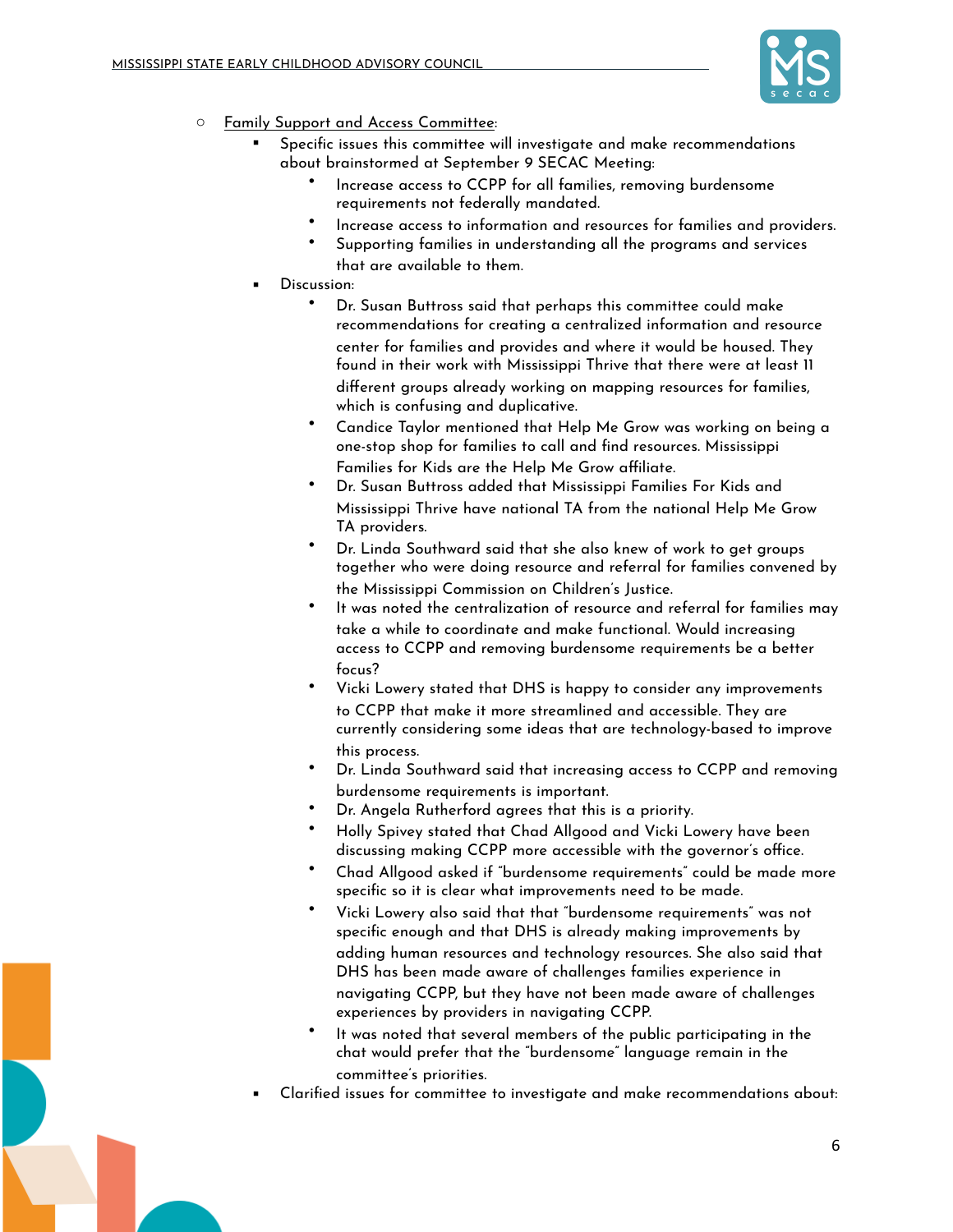- Family Support and Access Committee:
  - Specific issues this committee will investigate and make recommendations about brainstormed at September 9 SECAC Meeting:
    - Increase access to CCPP for all families, removing burdensome requirements not federally mandated.
    - Increase access to information and resources for families and providers.
    - Supporting families in understanding all the programs and services that are available to them.
  - Discussion:
    - Dr. Susan Buttross said that perhaps this committee could make recommendations for creating a centralized information and resource center for families and provides and where it would be housed. They found in their work with Mississippi Thrive that there were at least 11 different groups already working on mapping resources for families, which is confusing and duplicative.
    - Candice Taylor mentioned that Help Me Grow was working on being a one-stop shop for families to call and find resources. Mississippi Families for Kids are the Help Me Grow affiliate.
    - Dr. Susan Buttross added that Mississippi Families For Kids and Mississippi Thrive have national TA from the national Help Me Grow TA providers.
    - Dr. Linda Southward said that she also knew of work to get groups together who were doing resource and referral for families convened by the Mississippi Commission on Children's Justice.
    - It was noted the centralization of resource and referral for families may take a while to coordinate and make functional. Would increasing access to CCPP and removing burdensome requirements be a better focus?
    - Vicki Lowery stated that DHS is happy to consider any improvements to CCPP that make it more streamlined and accessible. They are currently considering some ideas that are technology-based to improve this process.
    - Dr. Linda Southward said that increasing access to CCPP and removing burdensome requirements is important.
    - Dr. Angela Rutherford agrees that this is a priority.
    - Holly Spivey stated that Chad Allgood and Vicki Lowery have been discussing making CCPP more accessible with the governor's office.
    - Chad Allgood asked if "burdensome requirements" could be made more specific so it is clear what improvements need to be made.
    - Vicki Lowery also said that that "burdensome requirements" was not specific enough and that DHS is already making improvements by adding human resources and technology resources. She also said that DHS has been made aware of challenges families experience in navigating CCPP, but they have not been made aware of challenges experiences by providers in navigating CCPP.
    - It was noted that several members of the public participating in the chat would prefer that the "burdensome" language remain in the committee's priorities.
  - Clarified issues for committee to investigate and make recommendations about: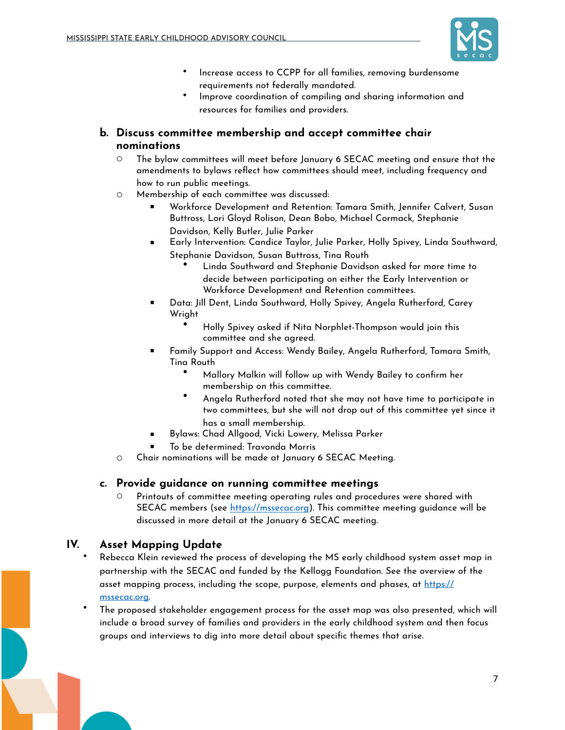- Increase access to CCPP for all families, removing burdensome requirements not federally mandated.
- Improve coordination of compiling and sharing information and resources for families and providers.

### b. Discuss committee membership and accept committee chair nominations

- The bylaw committees will meet before January 6 SECAC meeting and ensure that the amendments to bylaws reflect how committees should meet, including frequency and how to run public meetings.
- Membership of each committee was discussed:
  - Workforce Development and Retention: Tamara Smith, Jennifer Calvert, Susan Buttross, Lori Gloyd Rolison, Dean Bobo, Michael Cormack, Stephanie Davidson, Kelly Butler, Julie Parker
  - Early Intervention: Candice Taylor, Julie Parker, Holly Spivey, Linda Southward, Stephanie Davidson, Susan Buttross, Tina Routh
    - Linda Southward and Stephanie Davidson asked for more time to decide between participating on either the Early Intervention or Workforce Development and Retention committees.
  - Data: Jill Dent, Linda Southward, Holly Spivey, Angela Rutherford, Carey Wright
    - Holly Spivey asked if Nita Norphlet-Thompson would join this committee and she agreed.
  - Family Support and Access: Wendy Bailey, Angela Rutherford, Tamara Smith, Tina Routh
    - Mallory Malkin will follow up with Wendy Bailey to confirm her membership on this committee.
    - Angela Rutherford noted that she may not have time to participate in two committees, but she will not drop out of this committee yet since it has a small membership.
  - Bylaws: Chad Allgood, Vicki Lowery, Melissa Parker
  - To be determined: Travonda Morris
- Chair nominations will be made at January 6 SECAC Meeting.

### c. Provide guidance on running committee meetings

- Printouts of committee meeting operating rules and procedures were shared with SECAC members (see https://mssecac.org). This committee meeting guidance will be discussed in more detail at the January 6 SECAC meeting.

## IV. Asset Mapping Update

- Rebecca Klein reviewed the process of developing the MS early childhood system asset map in partnership with the SECAC and funded by the Kellogg Foundation. See the overview of the asset mapping process, including the scope, purpose, elements and phases, at https://mssecac.org.
- The proposed stakeholder engagement process for the asset map was also presented, which will include a broad survey of families and providers in the early childhood system and then focus groups and interviews to dig into more detail about specific themes that arise.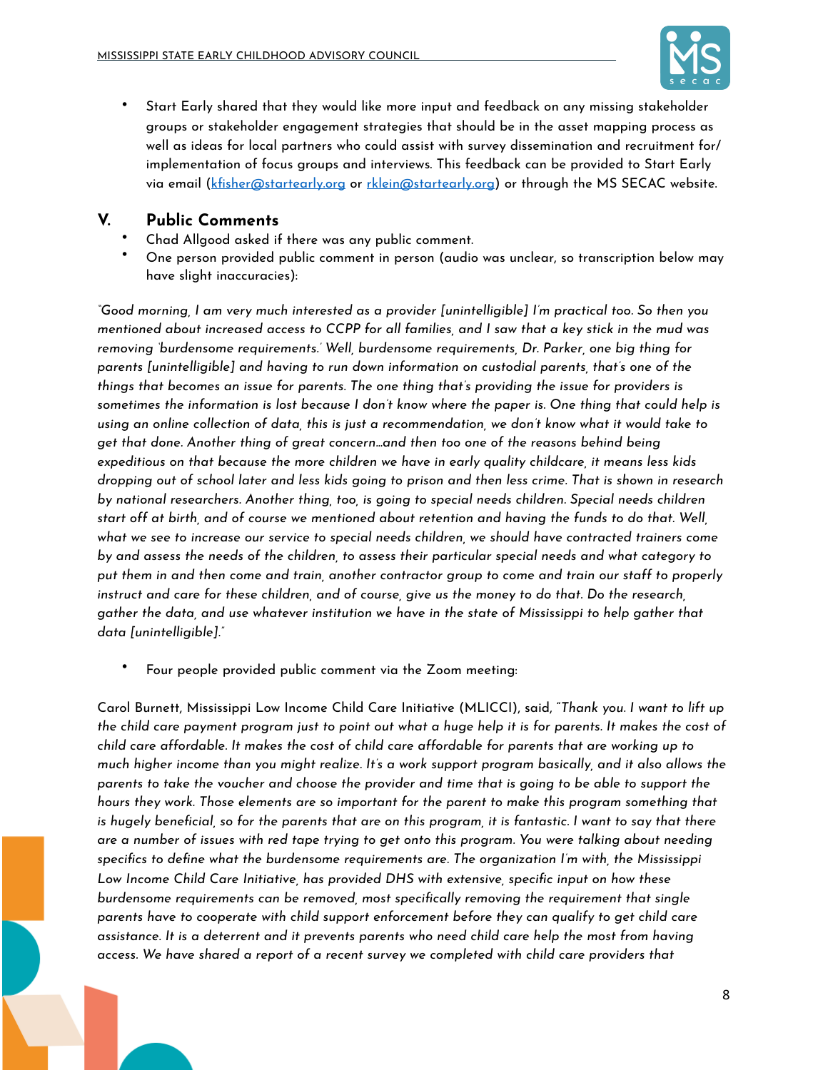- Start Early shared that they would like more input and feedback on any missing stakeholder groups or stakeholder engagement strategies that should be in the asset mapping process as well as ideas for local partners who could assist with survey dissemination and recruitment for/implementation of focus groups and interviews. This feedback can be provided to Start Early via email (kfisher@startearly.org or rklein@startearly.org) or through the MS SECAC website.

## V. Public Comments

- Chad Allgood asked if there was any public comment.
- One person provided public comment in person (audio was unclear, so transcription below may have slight inaccuracies):

*"Good morning, I am very much interested as a provider [unintelligible] I'm practical too. So then you mentioned about increased access to CCPP for all families, and I saw that a key stick in the mud was removing 'burdensome requirements.' Well, burdensome requirements, Dr. Parker, one big thing for parents [unintelligible] and having to run down information on custodial parents, that's one of the things that becomes an issue for parents. The one thing that's providing the issue for providers is sometimes the information is lost because I don't know where the paper is. One thing that could help is using an online collection of data, this is just a recommendation, we don't know what it would take to get that done. Another thing of great concern…and then too one of the reasons behind being expeditious on that because the more children we have in early quality childcare, it means less kids dropping out of school later and less kids going to prison and then less crime. That is shown in research by national researchers. Another thing, too, is going to special needs children. Special needs children start off at birth, and of course we mentioned about retention and having the funds to do that. Well, what we see to increase our service to special needs children, we should have contracted trainers come by and assess the needs of the children, to assess their particular special needs and what category to put them in and then come and train, another contractor group to come and train our staff to properly instruct and care for these children, and of course, give us the money to do that. Do the research, gather the data, and use whatever institution we have in the state of Mississippi to help gather that data [unintelligible]."*

- Four people provided public comment via the Zoom meeting:

Carol Burnett, Mississippi Low Income Child Care Initiative (MLICCI), said, "*Thank you. I want to lift up the child care payment program just to point out what a huge help it is for parents. It makes the cost of child care affordable. It makes the cost of child care affordable for parents that are working up to much higher income than you might realize. It's a work support program basically, and it also allows the parents to take the voucher and choose the provider and time that is going to be able to support the hours they work. Those elements are so important for the parent to make this program something that is hugely beneficial, so for the parents that are on this program, it is fantastic. I want to say that there are a number of issues with red tape trying to get onto this program. You were talking about needing specifics to define what the burdensome requirements are. The organization I'm with, the Mississippi Low Income Child Care Initiative, has provided DHS with extensive, specific input on how these burdensome requirements can be removed, most specifically removing the requirement that single parents have to cooperate with child support enforcement before they can qualify to get child care assistance. It is a deterrent and it prevents parents who need child care help the most from having access. We have shared a report of a recent survey we completed with child care providers that*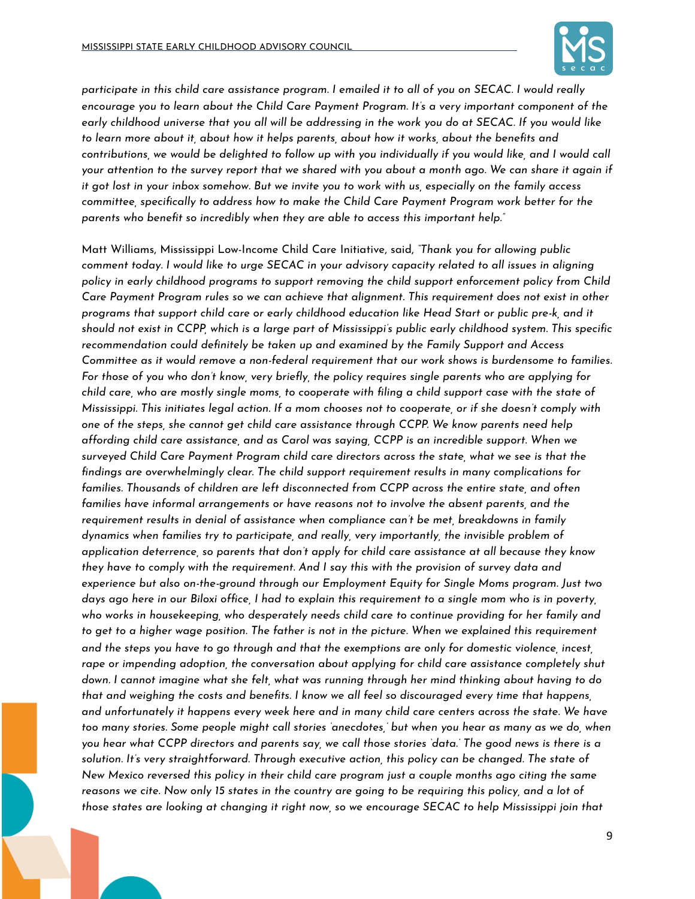*participate in this child care assistance program. I emailed it to all of you on SECAC. I would really encourage you to learn about the Child Care Payment Program. It's a very important component of the early childhood universe that you all will be addressing in the work you do at SECAC. If you would like to learn more about it, about how it helps parents, about how it works, about the benefits and contributions, we would be delighted to follow up with you individually if you would like, and I would call your attention to the survey report that we shared with you about a month ago. We can share it again if it got lost in your inbox somehow. But we invite you to work with us, especially on the family access committee, specifically to address how to make the Child Care Payment Program work better for the parents who benefit so incredibly when they are able to access this important help."*

Matt Williams, Mississippi Low-Income Child Care Initiative, said, *"Thank you for allowing public comment today. I would like to urge SECAC in your advisory capacity related to all issues in aligning policy in early childhood programs to support removing the child support enforcement policy from Child Care Payment Program rules so we can achieve that alignment. This requirement does not exist in other programs that support child care or early childhood education like Head Start or public pre-k, and it should not exist in CCPP, which is a large part of Mississippi's public early childhood system. This specific recommendation could definitely be taken up and examined by the Family Support and Access Committee as it would remove a non-federal requirement that our work shows is burdensome to families. For those of you who don't know, very briefly, the policy requires single parents who are applying for child care, who are mostly single moms, to cooperate with filing a child support case with the state of Mississippi. This initiates legal action. If a mom chooses not to cooperate, or if she doesn't comply with one of the steps, she cannot get child care assistance through CCPP. We know parents need help affording child care assistance, and as Carol was saying, CCPP is an incredible support. When we surveyed Child Care Payment Program child care directors across the state, what we see is that the findings are overwhelmingly clear. The child support requirement results in many complications for families. Thousands of children are left disconnected from CCPP across the entire state, and often families have informal arrangements or have reasons not to involve the absent parents, and the requirement results in denial of assistance when compliance can't be met, breakdowns in family dynamics when families try to participate, and really, very importantly, the invisible problem of application deterrence, so parents that don't apply for child care assistance at all because they know they have to comply with the requirement. And I say this with the provision of survey data and experience but also on-the-ground through our Employment Equity for Single Moms program. Just two days ago here in our Biloxi office, I had to explain this requirement to a single mom who is in poverty, who works in housekeeping, who desperately needs child care to continue providing for her family and to get to a higher wage position. The father is not in the picture. When we explained this requirement and the steps you have to go through and that the exemptions are only for domestic violence, incest, rape or impending adoption, the conversation about applying for child care assistance completely shut down. I cannot imagine what she felt, what was running through her mind thinking about having to do that and weighing the costs and benefits. I know we all feel so discouraged every time that happens, and unfortunately it happens every week here and in many child care centers across the state. We have too many stories. Some people might call stories 'anecdotes,' but when you hear as many as we do, when you hear what CCPP directors and parents say, we call those stories 'data.' The good news is there is a solution. It's very straightforward. Through executive action, this policy can be changed. The state of New Mexico reversed this policy in their child care program just a couple months ago citing the same reasons we cite. Now only 15 states in the country are going to be requiring this policy, and a lot of those states are looking at changing it right now, so we encourage SECAC to help Mississippi join that*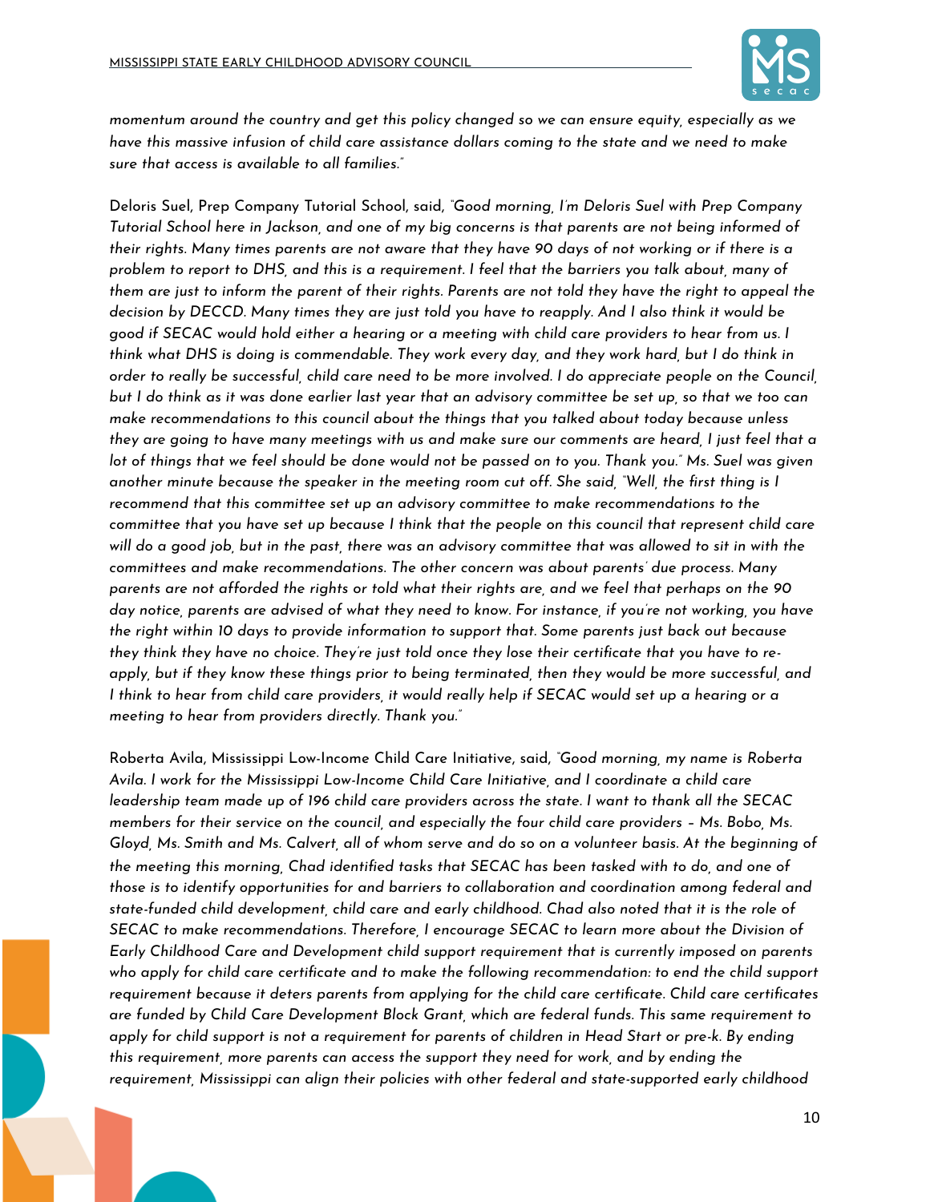*momentum around the country and get this policy changed so we can ensure equity, especially as we have this massive infusion of child care assistance dollars coming to the state and we need to make sure that access is available to all families."*

Deloris Suel, Prep Company Tutorial School, said, *"Good morning, I'm Deloris Suel with Prep Company Tutorial School here in Jackson, and one of my big concerns is that parents are not being informed of their rights. Many times parents are not aware that they have 90 days of not working or if there is a problem to report to DHS, and this is a requirement. I feel that the barriers you talk about, many of them are just to inform the parent of their rights. Parents are not told they have the right to appeal the decision by DECCD. Many times they are just told you have to reapply. And I also think it would be good if SECAC would hold either a hearing or a meeting with child care providers to hear from us. I think what DHS is doing is commendable. They work every day, and they work hard, but I do think in order to really be successful, child care need to be more involved. I do appreciate people on the Council, but I do think as it was done earlier last year that an advisory committee be set up, so that we too can make recommendations to this council about the things that you talked about today because unless they are going to have many meetings with us and make sure our comments are heard, I just feel that a lot of things that we feel should be done would not be passed on to you. Thank you."* Ms. Suel was given another minute because the speaker in the meeting room cut off. She said, *"Well, the first thing is I recommend that this committee set up an advisory committee to make recommendations to the committee that you have set up because I think that the people on this council that represent child care will do a good job, but in the past, there was an advisory committee that was allowed to sit in with the committees and make recommendations. The other concern was about parents' due process. Many parents are not afforded the rights or told what their rights are, and we feel that perhaps on the 90 day notice, parents are advised of what they need to know. For instance, if you're not working, you have the right within 10 days to provide information to support that. Some parents just back out because they think they have no choice. They're just told once they lose their certificate that you have to re-apply, but if they know these things prior to being terminated, then they would be more successful, and I think to hear from child care providers, it would really help if SECAC would set up a hearing or a meeting to hear from providers directly. Thank you."*

Roberta Avila, Mississippi Low-Income Child Care Initiative, said, *"Good morning, my name is Roberta Avila. I work for the Mississippi Low-Income Child Care Initiative, and I coordinate a child care leadership team made up of 196 child care providers across the state. I want to thank all the SECAC members for their service on the council, and especially the four child care providers – Ms. Bobo, Ms. Gloyd, Ms. Smith and Ms. Calvert, all of whom serve and do so on a volunteer basis. At the beginning of the meeting this morning, Chad identified tasks that SECAC has been tasked with to do, and one of those is to identify opportunities for and barriers to collaboration and coordination among federal and state-funded child development, child care and early childhood. Chad also noted that it is the role of SECAC to make recommendations. Therefore, I encourage SECAC to learn more about the Division of Early Childhood Care and Development child support requirement that is currently imposed on parents who apply for child care certificate and to make the following recommendation: to end the child support requirement because it deters parents from applying for the child care certificate. Child care certificates are funded by Child Care Development Block Grant, which are federal funds. This same requirement to apply for child support is not a requirement for parents of children in Head Start or pre-k. By ending this requirement, more parents can access the support they need for work, and by ending the requirement, Mississippi can align their policies with other federal and state-supported early childhood*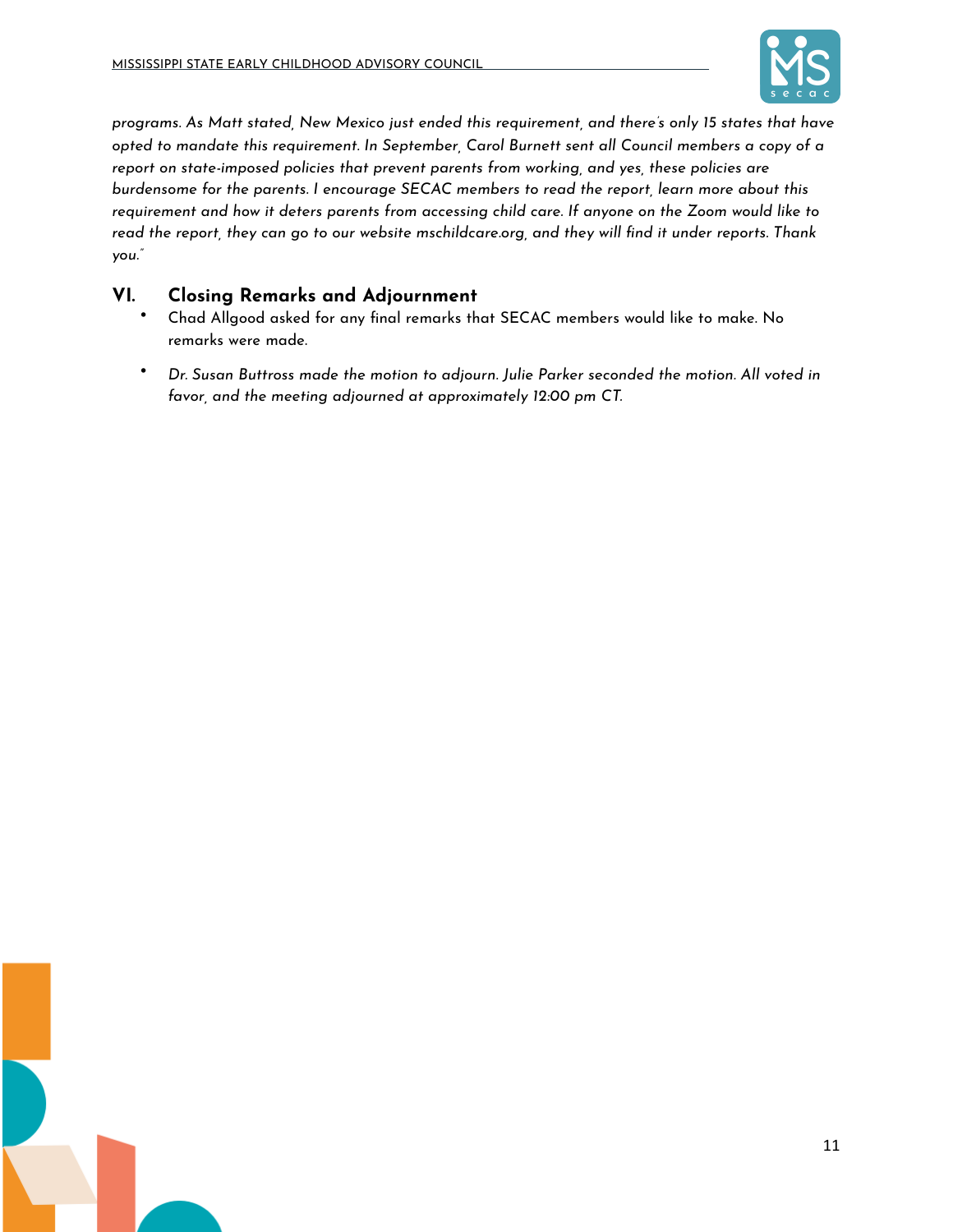*programs. As Matt stated, New Mexico just ended this requirement, and there's only 15 states that have opted to mandate this requirement. In September, Carol Burnett sent all Council members a copy of a report on state-imposed policies that prevent parents from working, and yes, these policies are burdensome for the parents. I encourage SECAC members to read the report, learn more about this requirement and how it deters parents from accessing child care. If anyone on the Zoom would like to read the report, they can go to our website mschildcare.org, and they will find it under reports. Thank you."*

## VI. Closing Remarks and Adjournment

- Chad Allgood asked for any final remarks that SECAC members would like to make. No remarks were made.
- *Dr. Susan Buttross made the motion to adjourn. Julie Parker seconded the motion. All voted in favor, and the meeting adjourned at approximately 12:00 pm CT.*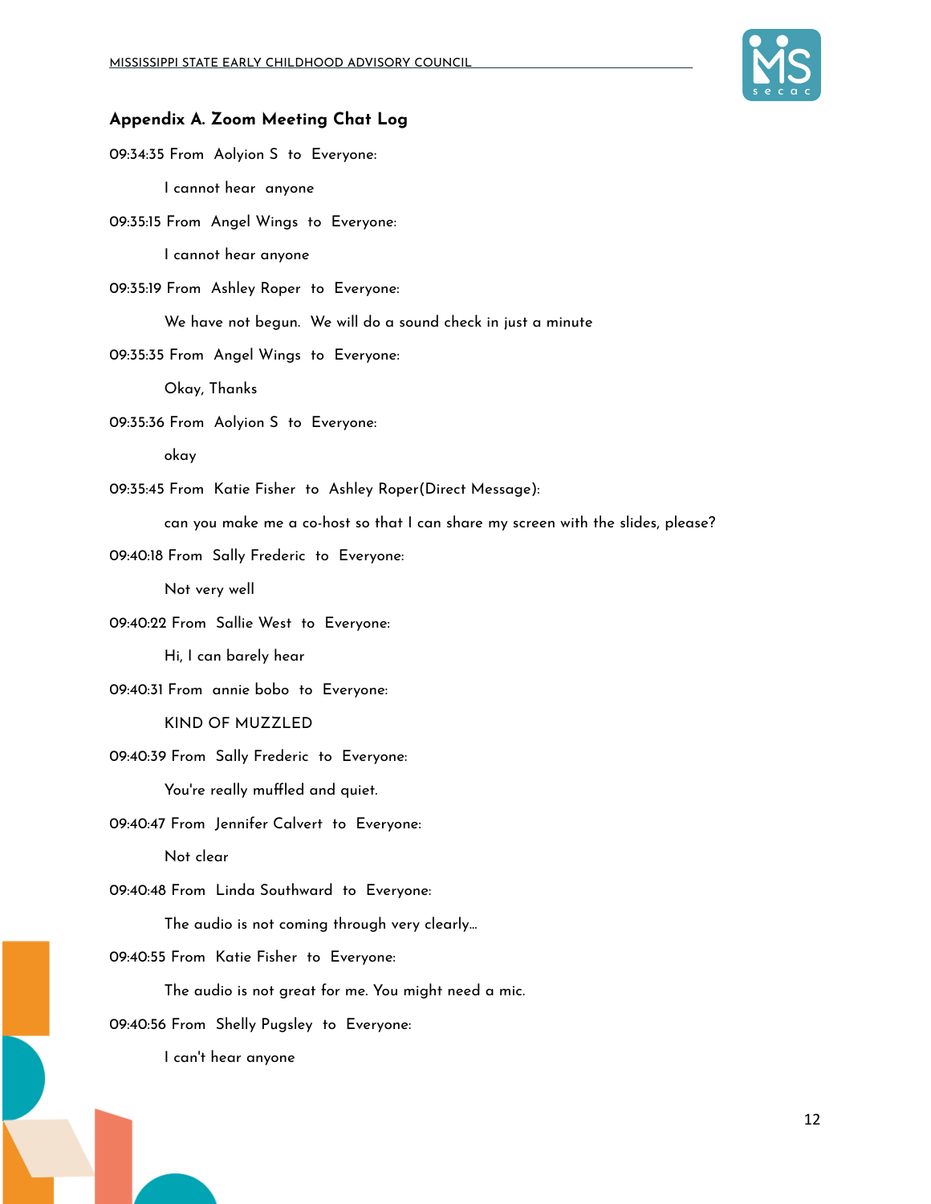### Appendix A. Zoom Meeting Chat Log

09:34:35 From Aolyion S to Everyone:

I cannot hear anyone

09:35:15 From Angel Wings to Everyone:

I cannot hear anyone

09:35:19 From Ashley Roper to Everyone:

We have not begun. We will do a sound check in just a minute

09:35:35 From Angel Wings to Everyone:

Okay, Thanks

09:35:36 From Aolyion S to Everyone:

okay

09:35:45 From Katie Fisher to Ashley Roper(Direct Message):

can you make me a co-host so that I can share my screen with the slides, please?

09:40:18 From Sally Frederic to Everyone:

Not very well

09:40:22 From Sallie West to Everyone:

Hi, I can barely hear

09:40:31 From annie bobo to Everyone:

KIND OF MUZZLED

09:40:39 From Sally Frederic to Everyone:

You're really muffled and quiet.

09:40:47 From Jennifer Calvert to Everyone:

Not clear

09:40:48 From Linda Southward to Everyone:

The audio is not coming through very clearly...

09:40:55 From Katie Fisher to Everyone:

The audio is not great for me. You might need a mic.

09:40:56 From Shelly Pugsley to Everyone:

I can't hear anyone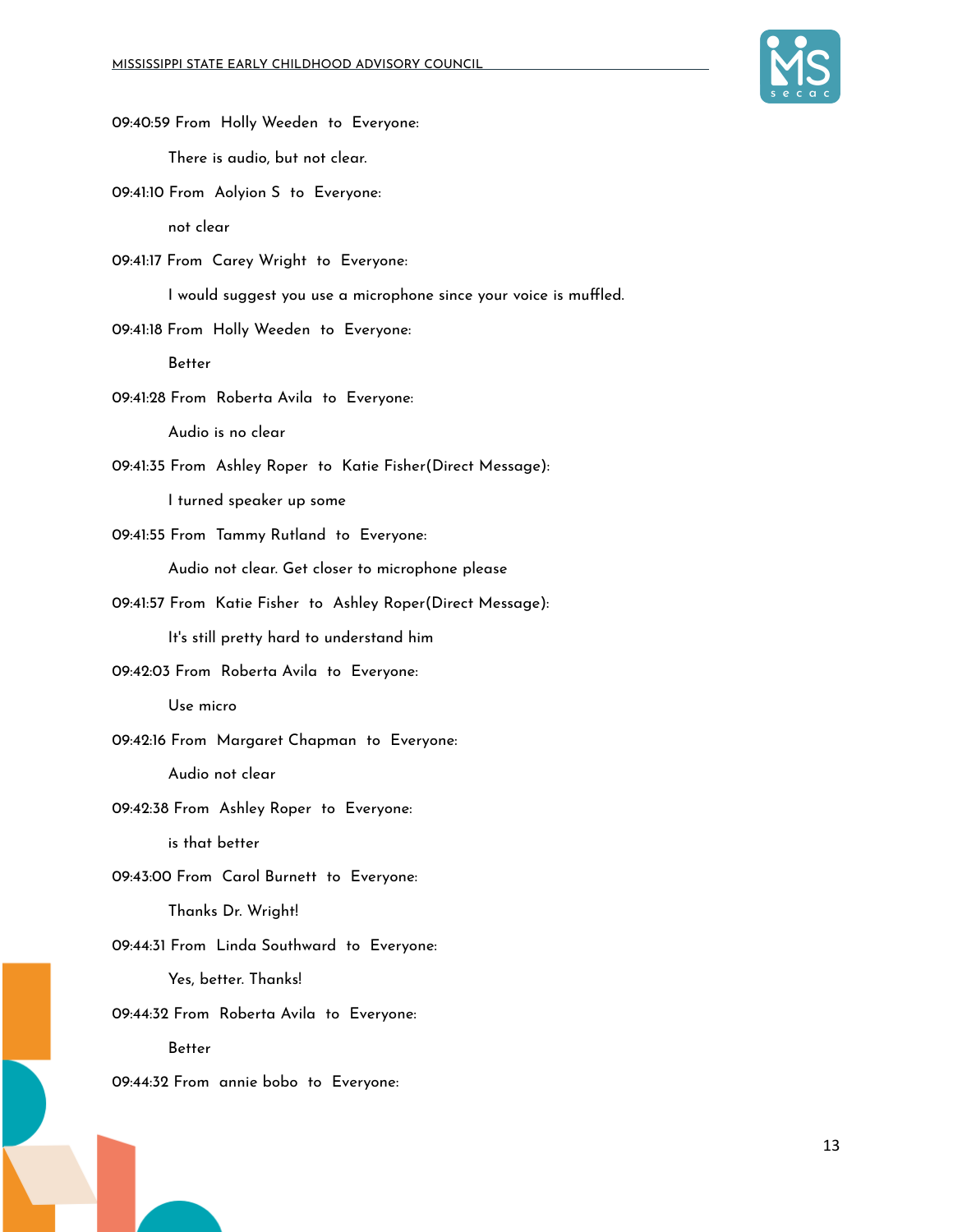09:40:59 From Holly Weeden to Everyone:

There is audio, but not clear.

09:41:10 From Aolyion S to Everyone:

not clear

09:41:17 From Carey Wright to Everyone:

I would suggest you use a microphone since your voice is muffled.

09:41:18 From Holly Weeden to Everyone:

Better

09:41:28 From Roberta Avila to Everyone:

Audio is no clear

09:41:35 From Ashley Roper to Katie Fisher(Direct Message):

I turned speaker up some

09:41:55 From Tammy Rutland to Everyone:

Audio not clear. Get closer to microphone please

09:41:57 From Katie Fisher to Ashley Roper(Direct Message):

It's still pretty hard to understand him

09:42:03 From Roberta Avila to Everyone:

Use micro

09:42:16 From Margaret Chapman to Everyone:

Audio not clear

09:42:38 From Ashley Roper to Everyone:

is that better

09:43:00 From Carol Burnett to Everyone:

Thanks Dr. Wright!

09:44:31 From Linda Southward to Everyone:

Yes, better. Thanks!

09:44:32 From Roberta Avila to Everyone:

Better

09:44:32 From annie bobo to Everyone: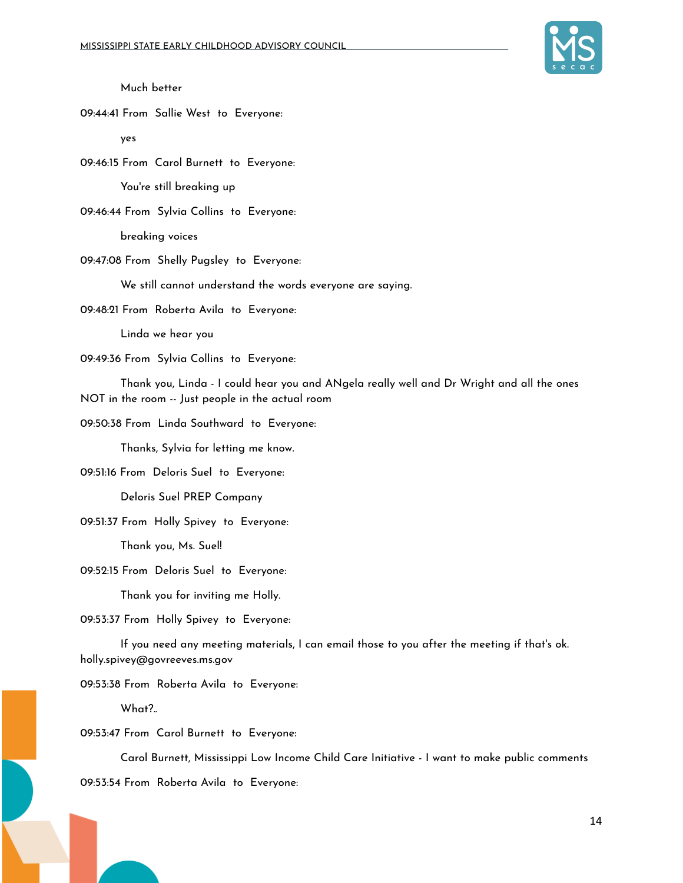Much better

09:44:41 From Sallie West to Everyone:

yes

09:46:15 From Carol Burnett to Everyone:

You're still breaking up

09:46:44 From Sylvia Collins to Everyone:

breaking voices

09:47:08 From Shelly Pugsley to Everyone:

We still cannot understand the words everyone are saying.

09:48:21 From Roberta Avila to Everyone:

Linda we hear you

09:49:36 From Sylvia Collins to Everyone:

Thank you, Linda - I could hear you and ANgela really well and Dr Wright and all the ones NOT in the room -- Just people in the actual room

09:50:38 From Linda Southward to Everyone:

Thanks, Sylvia for letting me know.

09:51:16 From Deloris Suel to Everyone:

Deloris Suel PREP Company

09:51:37 From Holly Spivey to Everyone:

Thank you, Ms. Suel!

09:52:15 From Deloris Suel to Everyone:

Thank you for inviting me Holly.

09:53:37 From Holly Spivey to Everyone:

If you need any meeting materials, I can email those to you after the meeting if that's ok. holly.spivey@govreeves.ms.gov

09:53:38 From Roberta Avila to Everyone:

What?..

09:53:47 From Carol Burnett to Everyone:

Carol Burnett, Mississippi Low Income Child Care Initiative - I want to make public comments

09:53:54 From Roberta Avila to Everyone: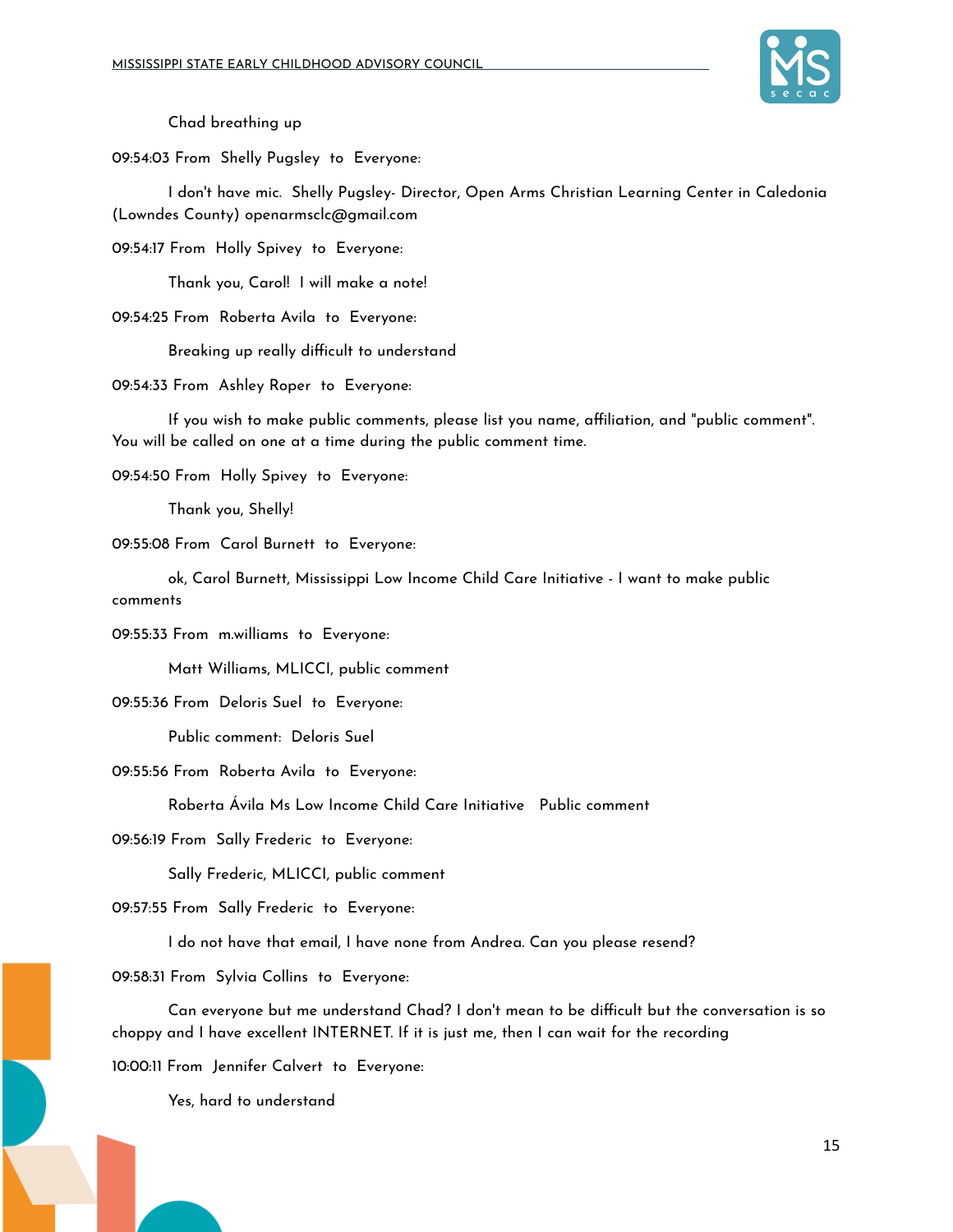Chad breathing up

09:54:03 From Shelly Pugsley to Everyone:

I don't have mic. Shelly Pugsley- Director, Open Arms Christian Learning Center in Caledonia (Lowndes County) openarmsclc@gmail.com

09:54:17 From Holly Spivey to Everyone:

Thank you, Carol! I will make a note!

09:54:25 From Roberta Avila to Everyone:

Breaking up really difficult to understand

09:54:33 From Ashley Roper to Everyone:

If you wish to make public comments, please list you name, affiliation, and "public comment". You will be called on one at a time during the public comment time.

09:54:50 From Holly Spivey to Everyone:

Thank you, Shelly!

09:55:08 From Carol Burnett to Everyone:

ok, Carol Burnett, Mississippi Low Income Child Care Initiative - I want to make public comments

09:55:33 From m.williams to Everyone:

Matt Williams, MLICCI, public comment

09:55:36 From Deloris Suel to Everyone:

Public comment: Deloris Suel

09:55:56 From Roberta Avila to Everyone:

Roberta Ávila Ms Low Income Child Care Initiative Public comment

09:56:19 From Sally Frederic to Everyone:

Sally Frederic, MLICCI, public comment

09:57:55 From Sally Frederic to Everyone:

I do not have that email, I have none from Andrea. Can you please resend?

09:58:31 From Sylvia Collins to Everyone:

Can everyone but me understand Chad? I don't mean to be difficult but the conversation is so choppy and I have excellent INTERNET. If it is just me, then I can wait for the recording

10:00:11 From Jennifer Calvert to Everyone:

Yes, hard to understand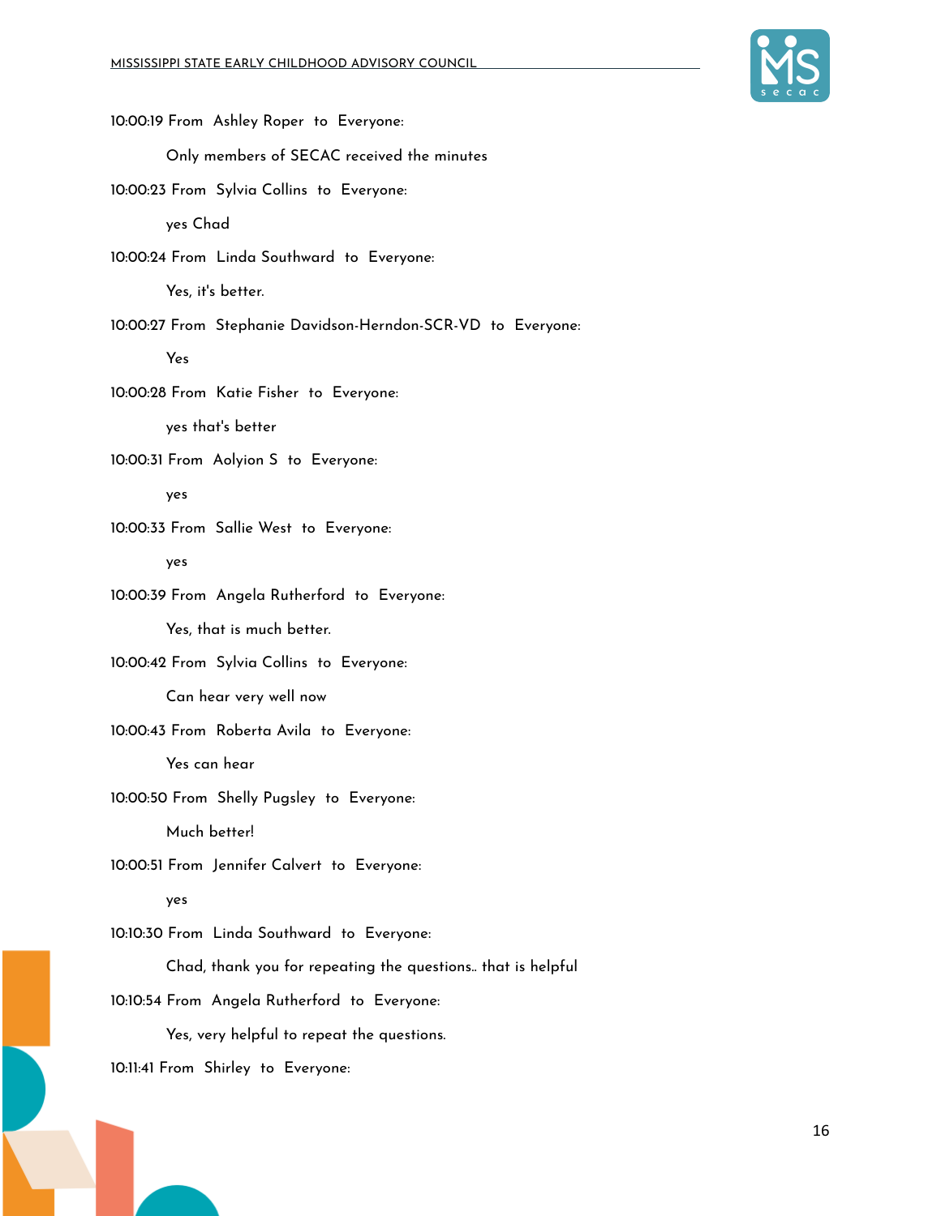10:00:19 From Ashley Roper to Everyone:

Only members of SECAC received the minutes

10:00:23 From Sylvia Collins to Everyone:

yes Chad

10:00:24 From Linda Southward to Everyone:

Yes, it's better.

10:00:27 From Stephanie Davidson-Herndon-SCR-VD to Everyone:

Yes

10:00:28 From Katie Fisher to Everyone:

yes that's better

10:00:31 From Aolyion S to Everyone:

yes

10:00:33 From Sallie West to Everyone:

yes

10:00:39 From Angela Rutherford to Everyone:

Yes, that is much better.

10:00:42 From Sylvia Collins to Everyone:

Can hear very well now

10:00:43 From Roberta Avila to Everyone:

Yes can hear

10:00:50 From Shelly Pugsley to Everyone:

Much better!

10:00:51 From Jennifer Calvert to Everyone:

yes

10:10:30 From Linda Southward to Everyone:

Chad, thank you for repeating the questions.. that is helpful

10:10:54 From Angela Rutherford to Everyone:

Yes, very helpful to repeat the questions.

10:11:41 From Shirley to Everyone: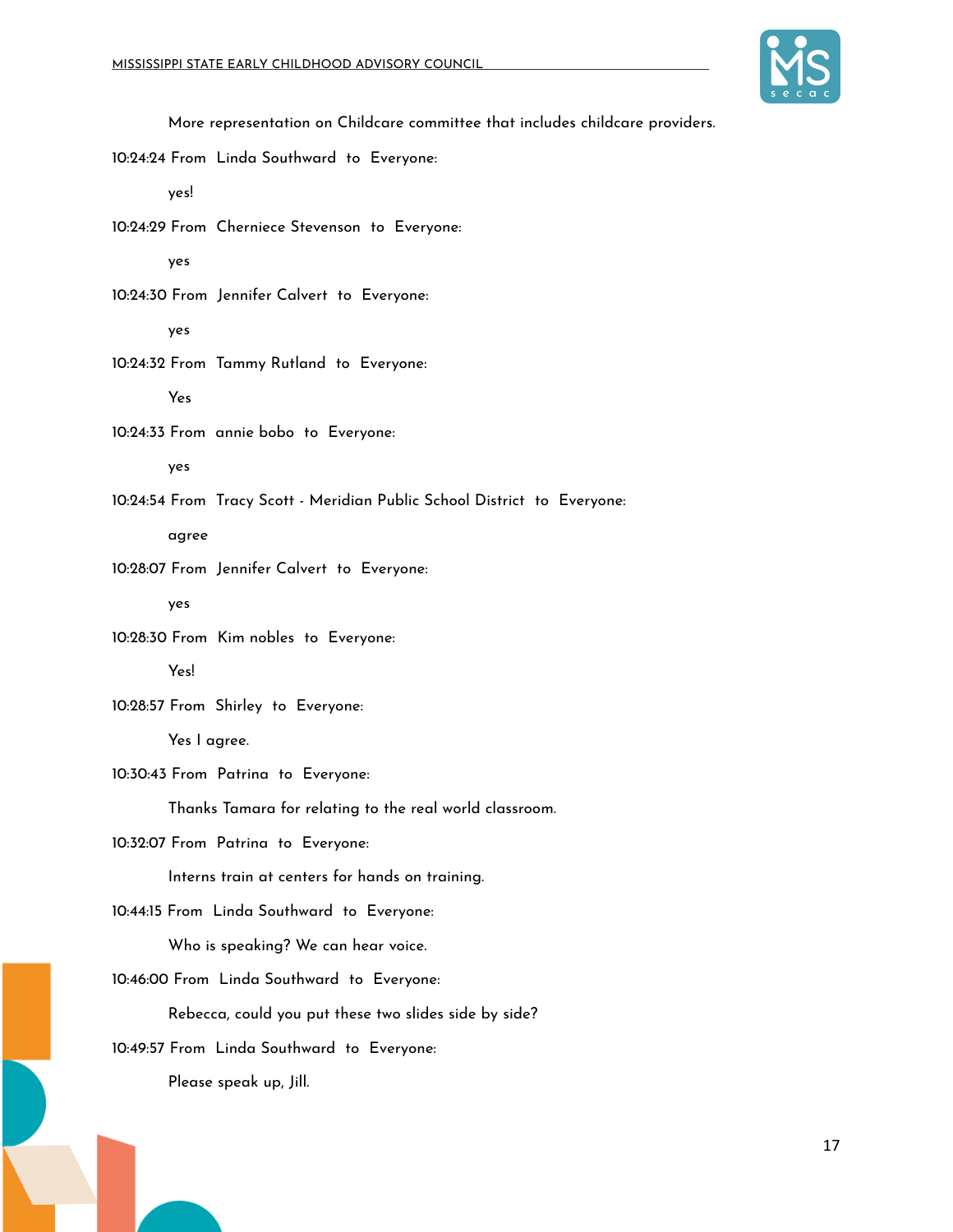More representation on Childcare committee that includes childcare providers.

10:24:24 From Linda Southward to Everyone:

yes!

10:24:29 From Cherniece Stevenson to Everyone:

yes

10:24:30 From Jennifer Calvert to Everyone:

yes

10:24:32 From Tammy Rutland to Everyone:

Yes

10:24:33 From annie bobo to Everyone:

yes

10:24:54 From Tracy Scott - Meridian Public School District to Everyone:

agree

10:28:07 From Jennifer Calvert to Everyone:

yes

10:28:30 From Kim nobles to Everyone:

Yes!

10:28:57 From Shirley to Everyone:

Yes I agree.

10:30:43 From Patrina to Everyone:

Thanks Tamara for relating to the real world classroom.

10:32:07 From Patrina to Everyone:

Interns train at centers for hands on training.

10:44:15 From Linda Southward to Everyone:

Who is speaking? We can hear voice.

10:46:00 From Linda Southward to Everyone:

Rebecca, could you put these two slides side by side?

10:49:57 From Linda Southward to Everyone:

Please speak up, Jill.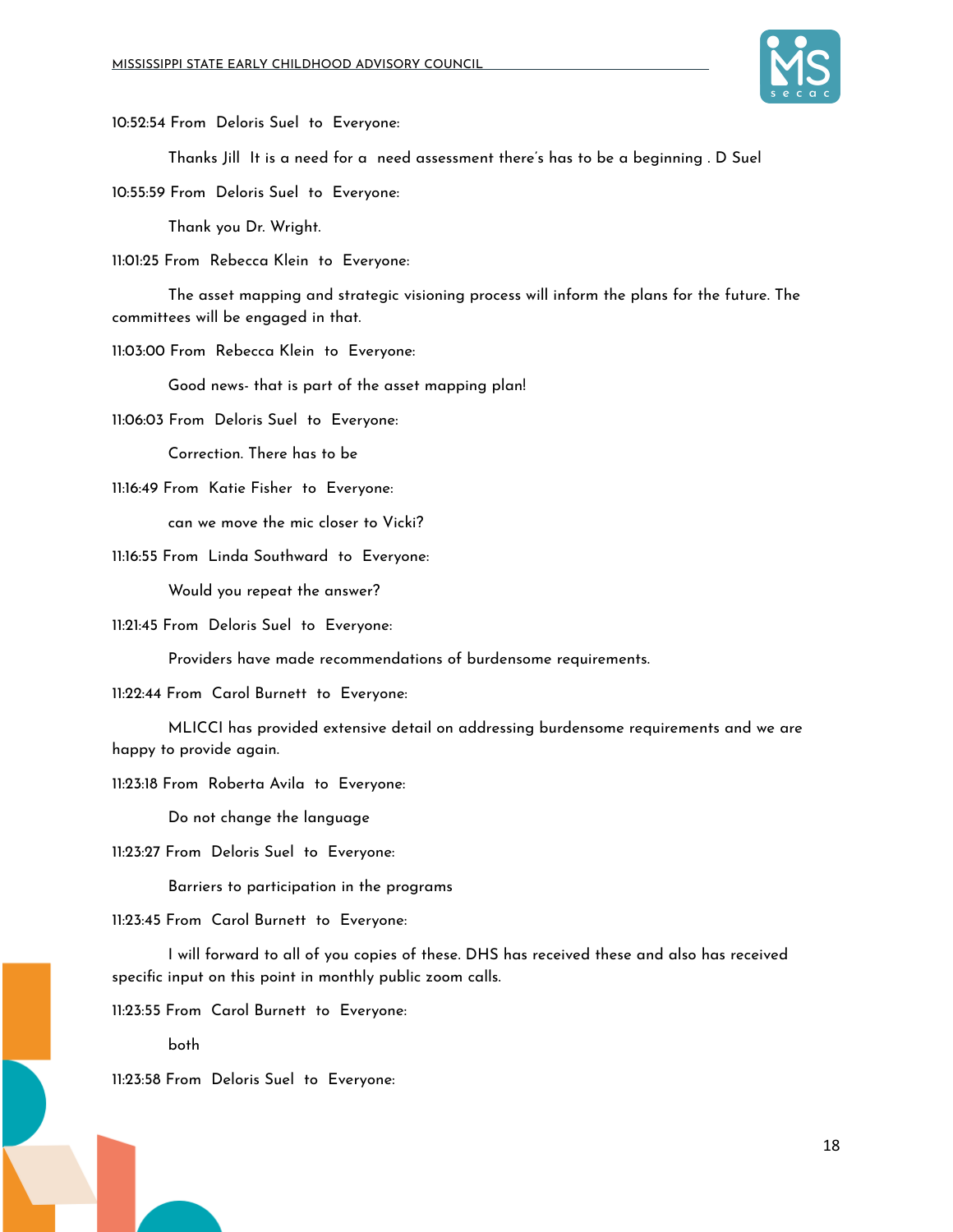10:52:54 From Deloris Suel to Everyone:

Thanks Jill It is a need for a need assessment there's has to be a beginning . D Suel

10:55:59 From Deloris Suel to Everyone:

Thank you Dr. Wright.

11:01:25 From Rebecca Klein to Everyone:

The asset mapping and strategic visioning process will inform the plans for the future. The committees will be engaged in that.

11:03:00 From Rebecca Klein to Everyone:

Good news- that is part of the asset mapping plan!

11:06:03 From Deloris Suel to Everyone:

Correction. There has to be

11:16:49 From Katie Fisher to Everyone:

can we move the mic closer to Vicki?

11:16:55 From Linda Southward to Everyone:

Would you repeat the answer?

11:21:45 From Deloris Suel to Everyone:

Providers have made recommendations of burdensome requirements.

11:22:44 From Carol Burnett to Everyone:

MLICCI has provided extensive detail on addressing burdensome requirements and we are happy to provide again.

11:23:18 From Roberta Avila to Everyone:

Do not change the language

11:23:27 From Deloris Suel to Everyone:

Barriers to participation in the programs

11:23:45 From Carol Burnett to Everyone:

I will forward to all of you copies of these. DHS has received these and also has received specific input on this point in monthly public zoom calls.

11:23:55 From Carol Burnett to Everyone:

both

11:23:58 From Deloris Suel to Everyone: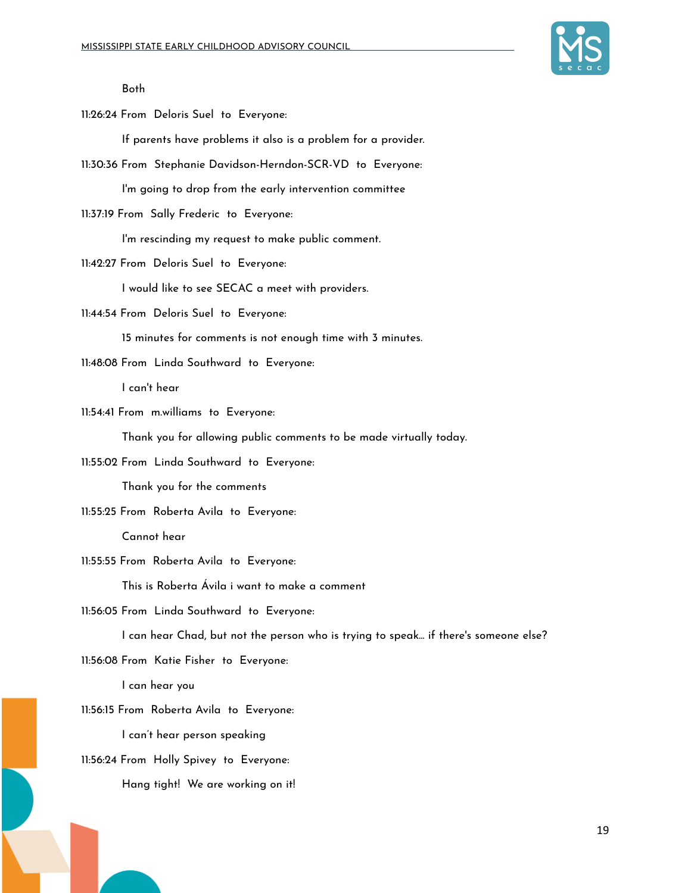Both

11:26:24 From Deloris Suel to Everyone:

If parents have problems it also is a problem for a provider.

11:30:36 From Stephanie Davidson-Herndon-SCR-VD to Everyone:

I'm going to drop from the early intervention committee

11:37:19 From Sally Frederic to Everyone:

I'm rescinding my request to make public comment.

11:42:27 From Deloris Suel to Everyone:

I would like to see SECAC a meet with providers.

11:44:54 From Deloris Suel to Everyone:

15 minutes for comments is not enough time with 3 minutes.

11:48:08 From Linda Southward to Everyone:

I can't hear

11:54:41 From m.williams to Everyone:

Thank you for allowing public comments to be made virtually today.

11:55:02 From Linda Southward to Everyone:

Thank you for the comments

11:55:25 From Roberta Avila to Everyone:

Cannot hear

11:55:55 From Roberta Avila to Everyone:

This is Roberta Ávila i want to make a comment

11:56:05 From Linda Southward to Everyone:

I can hear Chad, but not the person who is trying to speak... if there's someone else?

11:56:08 From Katie Fisher to Everyone:

I can hear you

11:56:15 From Roberta Avila to Everyone:

I can't hear person speaking

11:56:24 From Holly Spivey to Everyone:

Hang tight! We are working on it!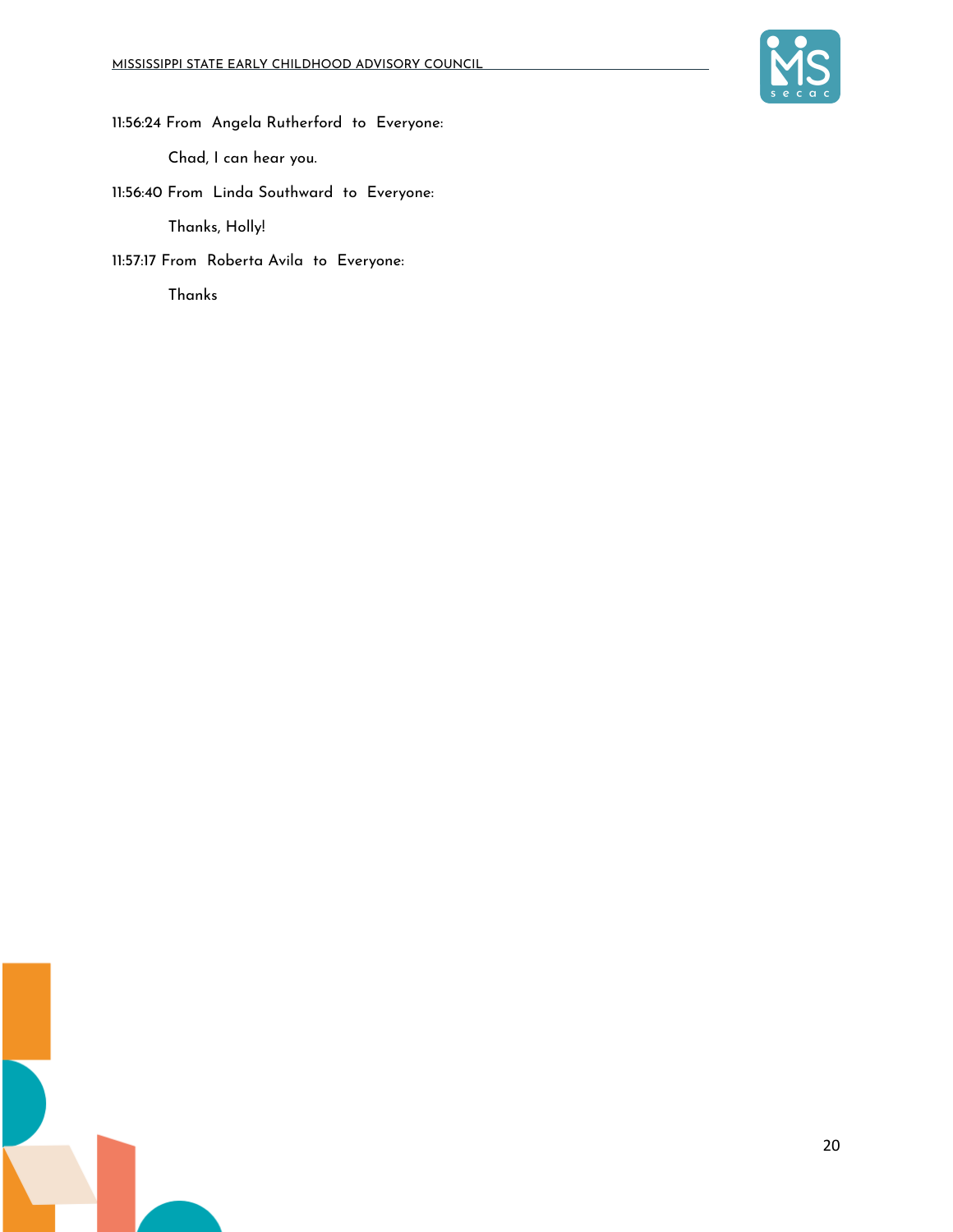11:56:24 From Angela Rutherford to Everyone:

Chad, I can hear you.

11:56:40 From Linda Southward to Everyone:

Thanks, Holly!

11:57:17 From Roberta Avila to Everyone:

Thanks